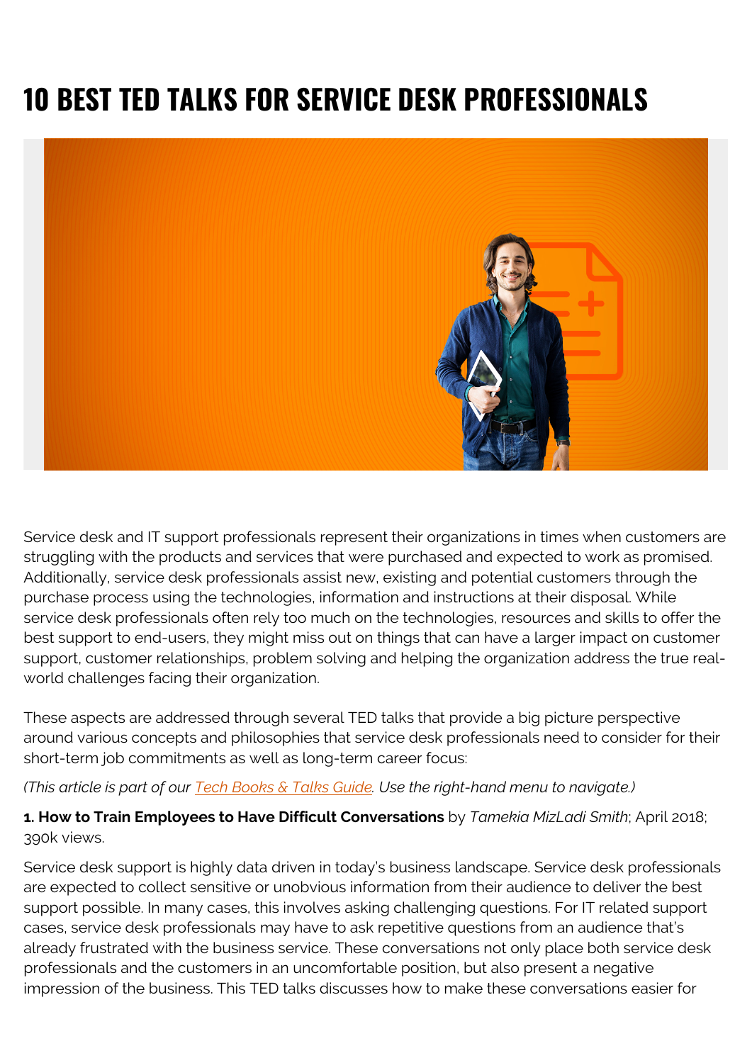# 10 BEST TED TALKS FOR SERVICE DESK PROFESSIONALS

Service desk and IT support professionals represent their organizations in times when customers are struggling with the products and services that were purchased and expected to work as promised. Additionally, service desk professionals assist new, existing and potential customers through the purchase process using the technologies, information and instructions at their disposal. While service desk professionals often rely too much on the technologies, resources and skills to offer the best support to end-users, they might miss out on things that can have a larger impact on customer support, customer relationships, problem solving and helping the organization address the true real-world challenges facing their organization.

These aspects are addressed through several TED talks that provide a big picture perspective around various concepts and philosophies that service desk professionals need to consider for their short-term job commitments as well as long-term career focus:

*(This article is part of our [Tech Books & Talks Guide](). Use the right-hand menu to navigate.)*

**1. How to Train Employees to Have Difficult Conversations** by *Tamekia MizLadi Smith*; April 2018; 390k views.

Service desk support is highly data driven in today's business landscape. Service desk professionals are expected to collect sensitive or unobvious information from their audience to deliver the best support possible. In many cases, this involves asking challenging questions. For IT related support cases, service desk professionals may have to ask repetitive questions from an audience that's already frustrated with the business service. These conversations not only place both service desk professionals and the customers in an uncomfortable position, but also present a negative impression of the business. This TED talks discusses how to make these conversations easier for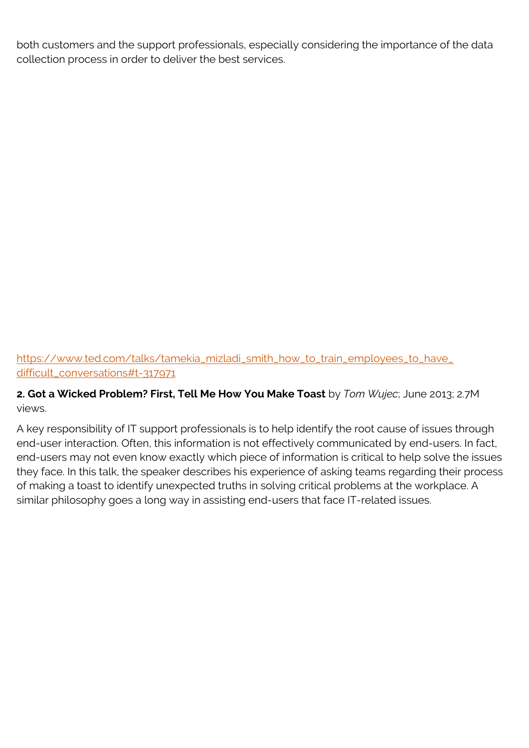both customers and the support professionals, especially considering the importance of the data collection process in order to deliver the best services.

https://www.ted.com/talks/tamekia_mizladi_smith_how_to_train_employees_to_have_difficult_conversations#t-317971

**2. Got a Wicked Problem? First, Tell Me How You Make Toast** by *Tom Wujec*; June 2013; 2.7M views.

A key responsibility of IT support professionals is to help identify the root cause of issues through end-user interaction. Often, this information is not effectively communicated by end-users. In fact, end-users may not even know exactly which piece of information is critical to help solve the issues they face. In this talk, the speaker describes his experience of asking teams regarding their process of making a toast to identify unexpected truths in solving critical problems at the workplace. A similar philosophy goes a long way in assisting end-users that face IT-related issues.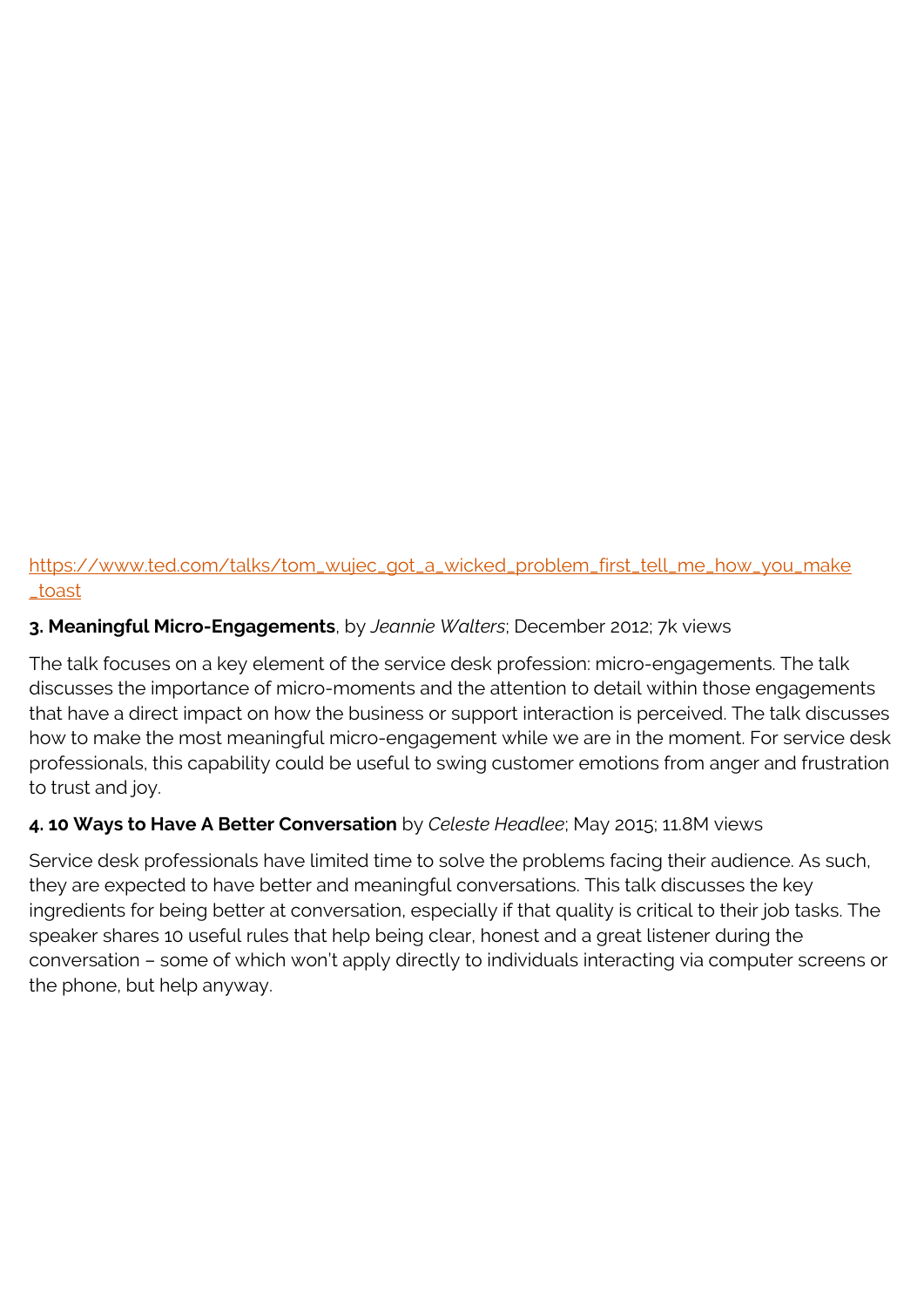https://www.ted.com/talks/tom_wujec_got_a_wicked_problem_first_tell_me_how_you_make_toast

**3. Meaningful Micro-Engagements**, by *Jeannie Walters*; December 2012; 7k views

The talk focuses on a key element of the service desk profession: micro-engagements. The talk discusses the importance of micro-moments and the attention to detail within those engagements that have a direct impact on how the business or support interaction is perceived. The talk discusses how to make the most meaningful micro-engagement while we are in the moment. For service desk professionals, this capability could be useful to swing customer emotions from anger and frustration to trust and joy.

**4. 10 Ways to Have A Better Conversation** by *Celeste Headlee*; May 2015; 11.8M views

Service desk professionals have limited time to solve the problems facing their audience. As such, they are expected to have better and meaningful conversations. This talk discusses the key ingredients for being better at conversation, especially if that quality is critical to their job tasks. The speaker shares 10 useful rules that help being clear, honest and a great listener during the conversation – some of which won't apply directly to individuals interacting via computer screens or the phone, but help anyway.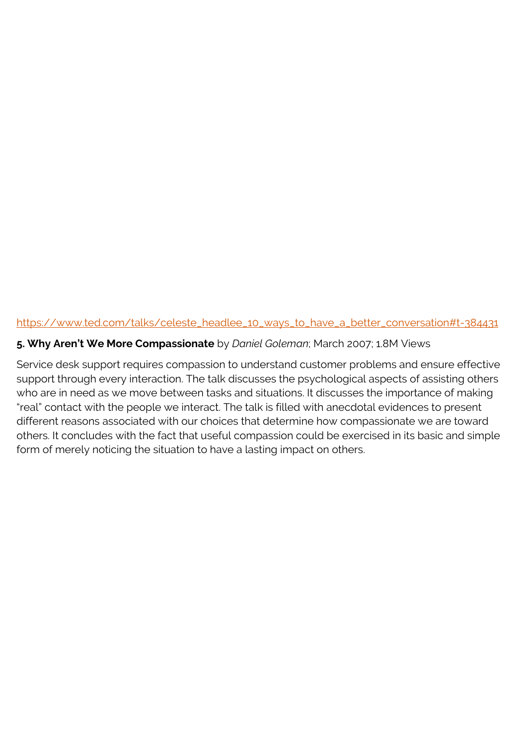https://www.ted.com/talks/celeste_headlee_10_ways_to_have_a_better_conversation#t-384431

**5. Why Aren't We More Compassionate** by *Daniel Goleman*; March 2007; 1.8M Views

Service desk support requires compassion to understand customer problems and ensure effective support through every interaction. The talk discusses the psychological aspects of assisting others who are in need as we move between tasks and situations. It discusses the importance of making "real" contact with the people we interact. The talk is filled with anecdotal evidences to present different reasons associated with our choices that determine how compassionate we are toward others. It concludes with the fact that useful compassion could be exercised in its basic and simple form of merely noticing the situation to have a lasting impact on others.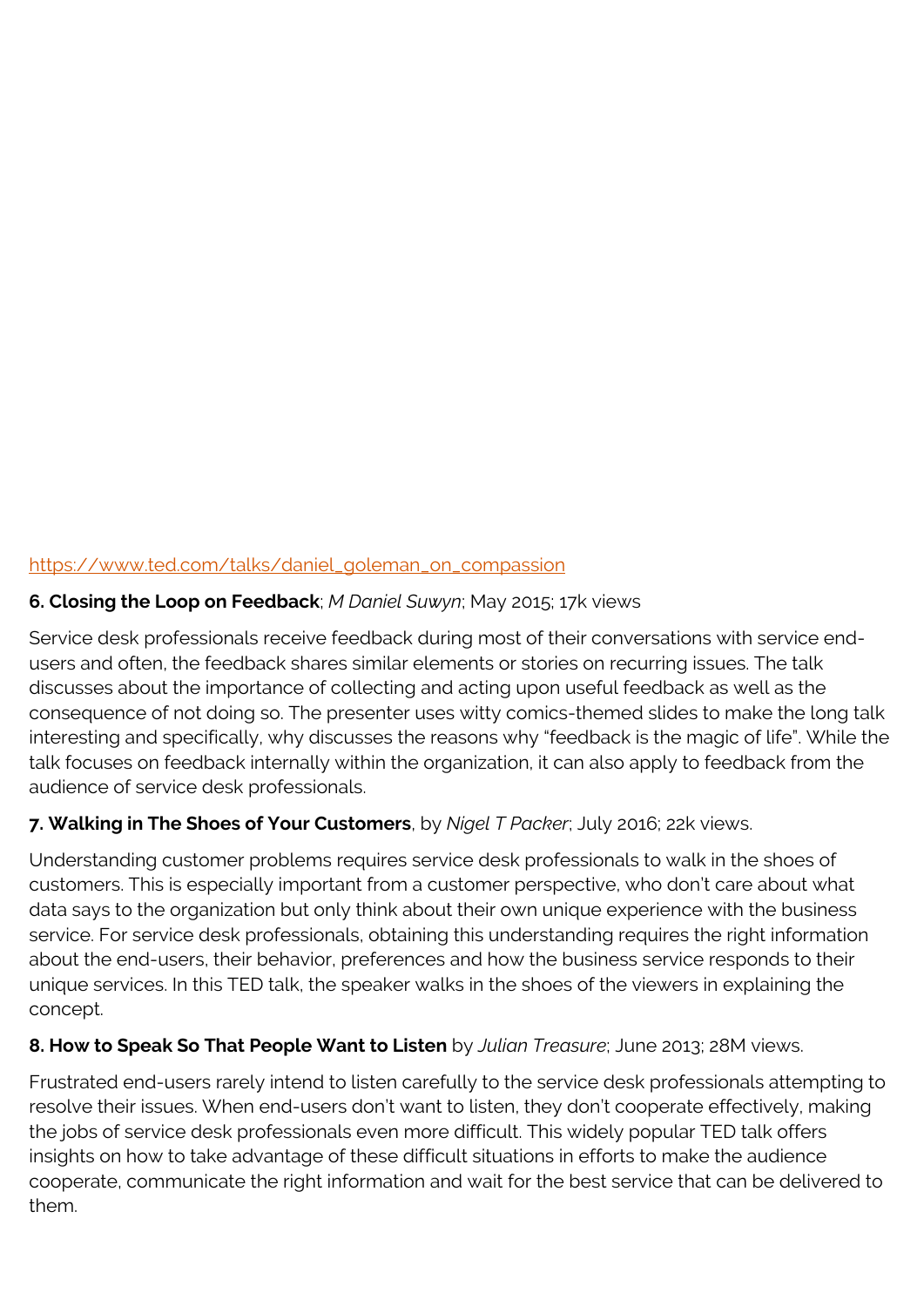https://www.ted.com/talks/daniel_goleman_on_compassion

**6. Closing the Loop on Feedback**; *M Daniel Suwyn*; May 2015; 17k views

Service desk professionals receive feedback during most of their conversations with service end-users and often, the feedback shares similar elements or stories on recurring issues. The talk discusses about the importance of collecting and acting upon useful feedback as well as the consequence of not doing so. The presenter uses witty comics-themed slides to make the long talk interesting and specifically, why discusses the reasons why "feedback is the magic of life". While the talk focuses on feedback internally within the organization, it can also apply to feedback from the audience of service desk professionals.

**7. Walking in The Shoes of Your Customers**, by *Nigel T Packer*; July 2016; 22k views.

Understanding customer problems requires service desk professionals to walk in the shoes of customers. This is especially important from a customer perspective, who don't care about what data says to the organization but only think about their own unique experience with the business service. For service desk professionals, obtaining this understanding requires the right information about the end-users, their behavior, preferences and how the business service responds to their unique services. In this TED talk, the speaker walks in the shoes of the viewers in explaining the concept.

**8. How to Speak So That People Want to Listen** by *Julian Treasure*; June 2013; 28M views.

Frustrated end-users rarely intend to listen carefully to the service desk professionals attempting to resolve their issues. When end-users don't want to listen, they don't cooperate effectively, making the jobs of service desk professionals even more difficult. This widely popular TED talk offers insights on how to take advantage of these difficult situations in efforts to make the audience cooperate, communicate the right information and wait for the best service that can be delivered to them.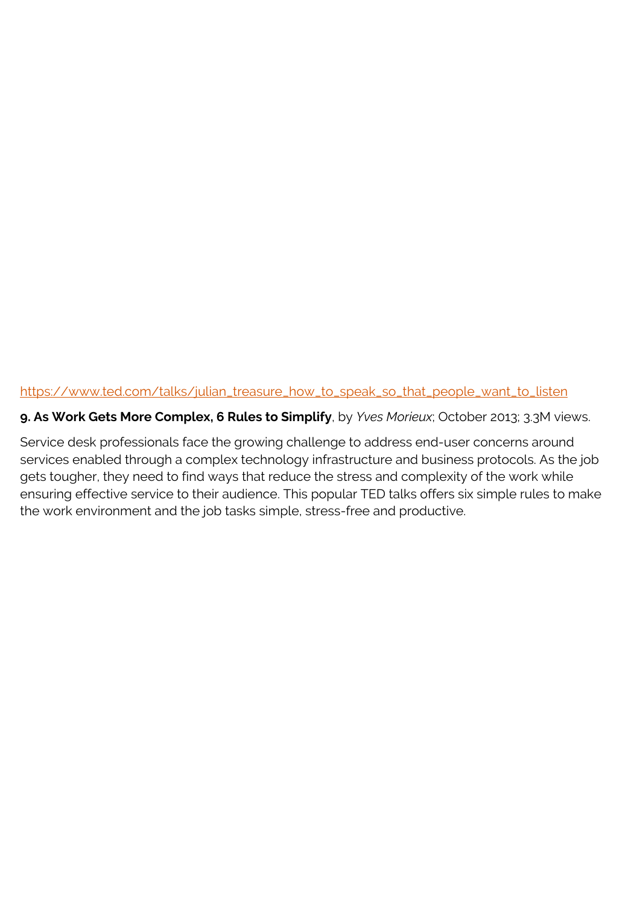https://www.ted.com/talks/julian_treasure_how_to_speak_so_that_people_want_to_listen

**9. As Work Gets More Complex, 6 Rules to Simplify**, by *Yves Morieux*; October 2013; 3.3M views.

Service desk professionals face the growing challenge to address end-user concerns around services enabled through a complex technology infrastructure and business protocols. As the job gets tougher, they need to find ways that reduce the stress and complexity of the work while ensuring effective service to their audience. This popular TED talks offers six simple rules to make the work environment and the job tasks simple, stress-free and productive.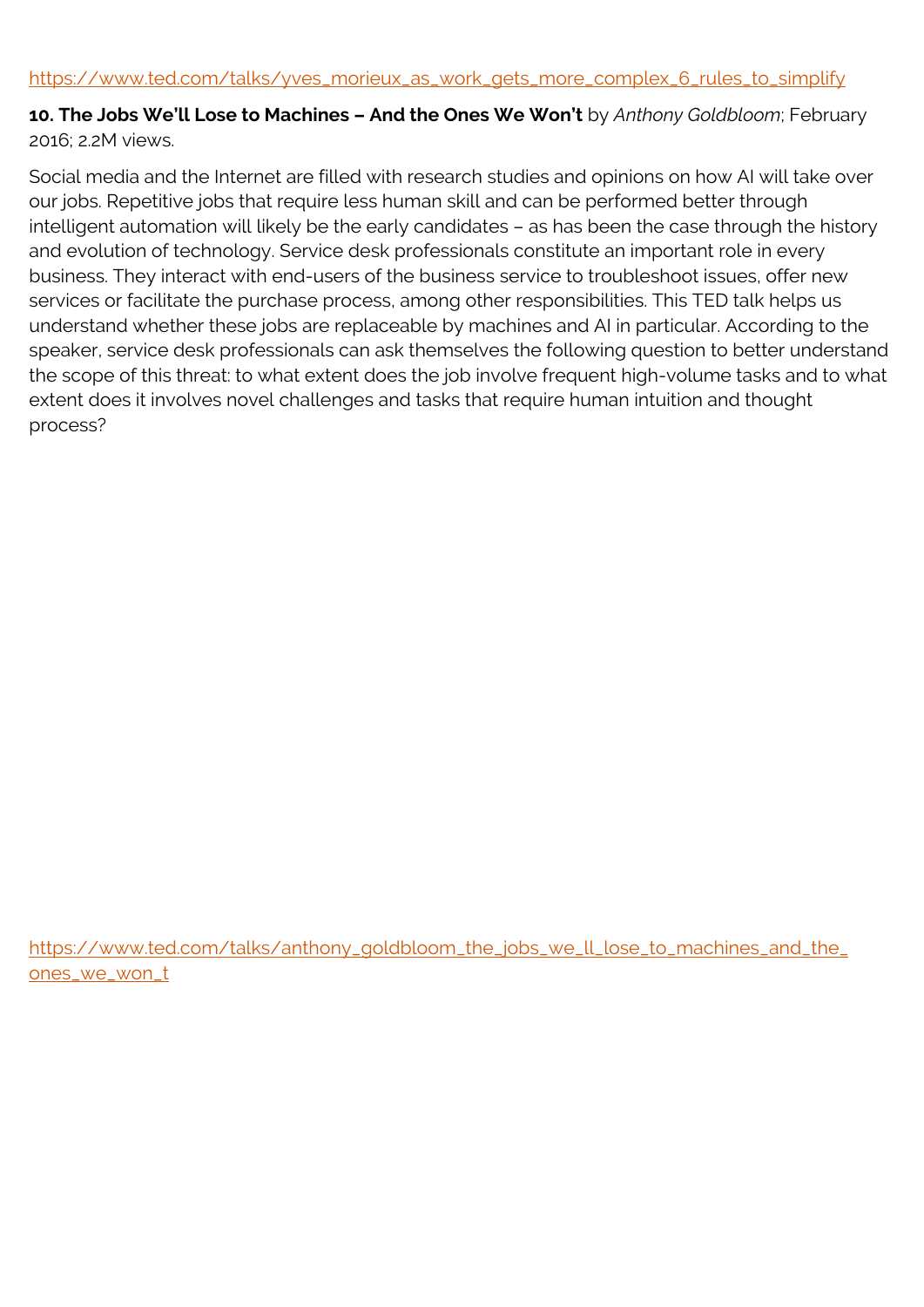https://www.ted.com/talks/yves_morieux_as_work_gets_more_complex_6_rules_to_simplify

**10. The Jobs We'll Lose to Machines – And the Ones We Won't** by *Anthony Goldbloom*; February 2016; 2.2M views.

Social media and the Internet are filled with research studies and opinions on how AI will take over our jobs. Repetitive jobs that require less human skill and can be performed better through intelligent automation will likely be the early candidates – as has been the case through the history and evolution of technology. Service desk professionals constitute an important role in every business. They interact with end-users of the business service to troubleshoot issues, offer new services or facilitate the purchase process, among other responsibilities. This TED talk helps us understand whether these jobs are replaceable by machines and AI in particular. According to the speaker, service desk professionals can ask themselves the following question to better understand the scope of this threat: to what extent does the job involve frequent high-volume tasks and to what extent does it involves novel challenges and tasks that require human intuition and thought process?

https://www.ted.com/talks/anthony_goldbloom_the_jobs_we_ll_lose_to_machines_and_the_ones_we_won_t